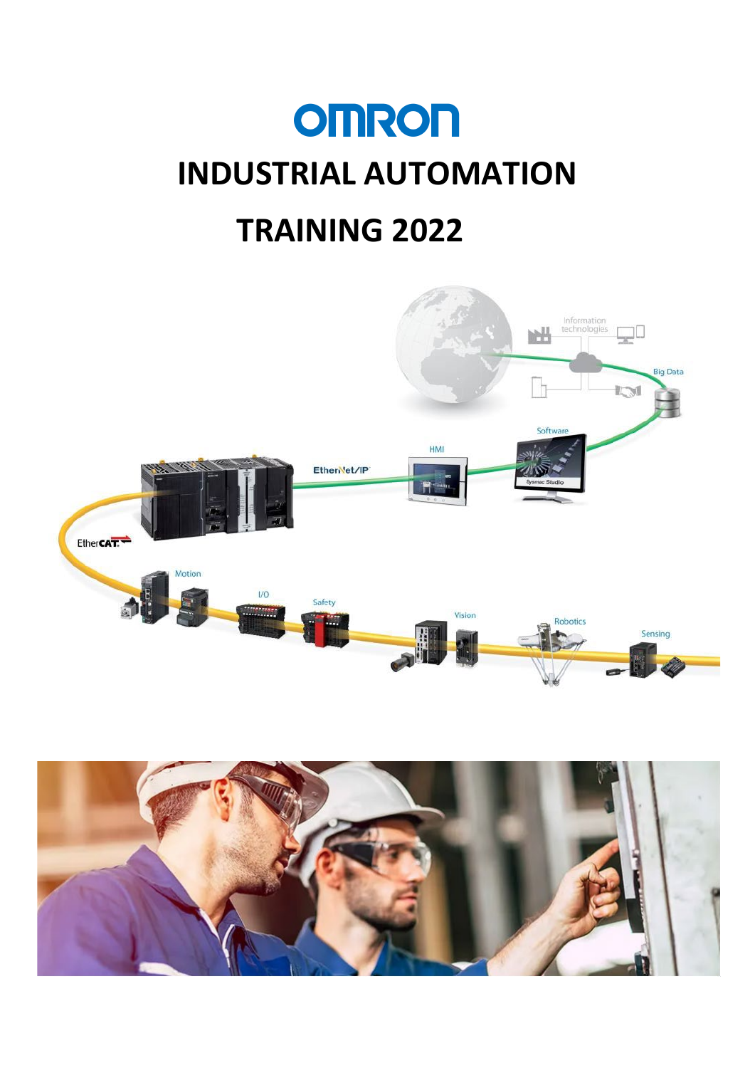OMRON

# INDUSTRIAL AUTOMATION

# TRAINING 2022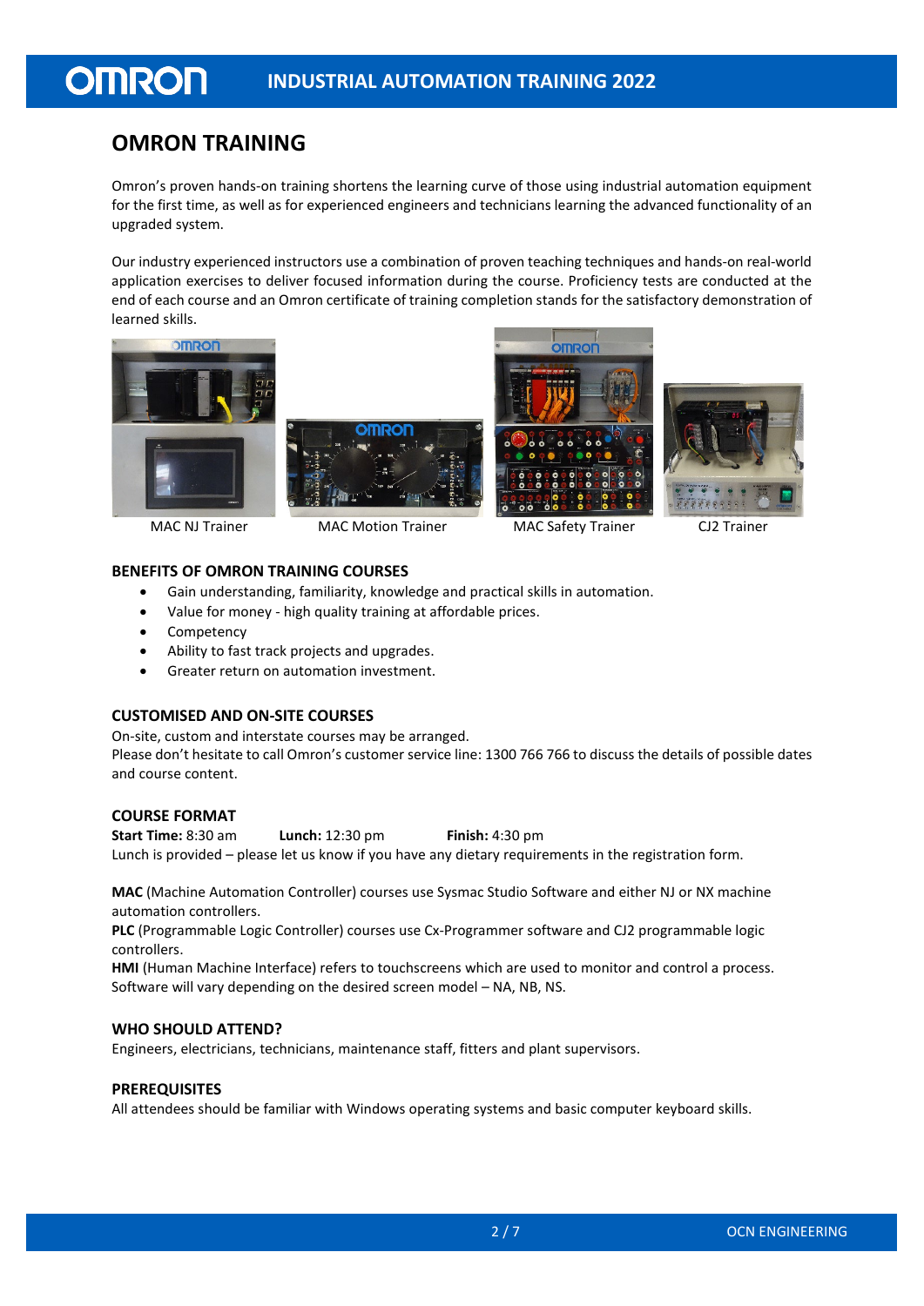# OMRON TRAINING

Omron's proven hands-on training shortens the learning curve of those using industrial automation equipment for the first time, as well as for experienced engineers and technicians learning the advanced functionality of an upgraded system.

Our industry experienced instructors use a combination of proven teaching techniques and hands-on real-world application exercises to deliver focused information during the course. Proficiency tests are conducted at the end of each course and an Omron certificate of training completion stands for the satisfactory demonstration of learned skills.

MAC NJ Trainer

MAC Motion Trainer

MAC Safety Trainer

CJ2 Trainer

## BENEFITS OF OMRON TRAINING COURSES

- Gain understanding, familiarity, knowledge and practical skills in automation.
- Value for money - high quality training at affordable prices.
- Competency
- Ability to fast track projects and upgrades.
- Greater return on automation investment.

## CUSTOMISED AND ON-SITE COURSES

On-site, custom and interstate courses may be arranged.
Please don't hesitate to call Omron's customer service line: 1300 766 766 to discuss the details of possible dates and course content.

## COURSE FORMAT

**Start Time:** 8:30 am **Lunch:** 12:30 pm **Finish:** 4:30 pm
Lunch is provided – please let us know if you have any dietary requirements in the registration form.

**MAC** (Machine Automation Controller) courses use Sysmac Studio Software and either NJ or NX machine automation controllers.
**PLC** (Programmable Logic Controller) courses use Cx-Programmer software and CJ2 programmable logic controllers.
**HMI** (Human Machine Interface) refers to touchscreens which are used to monitor and control a process. Software will vary depending on the desired screen model – NA, NB, NS.

## WHO SHOULD ATTEND?

Engineers, electricians, technicians, maintenance staff, fitters and plant supervisors.

## PREREQUISITES

All attendees should be familiar with Windows operating systems and basic computer keyboard skills.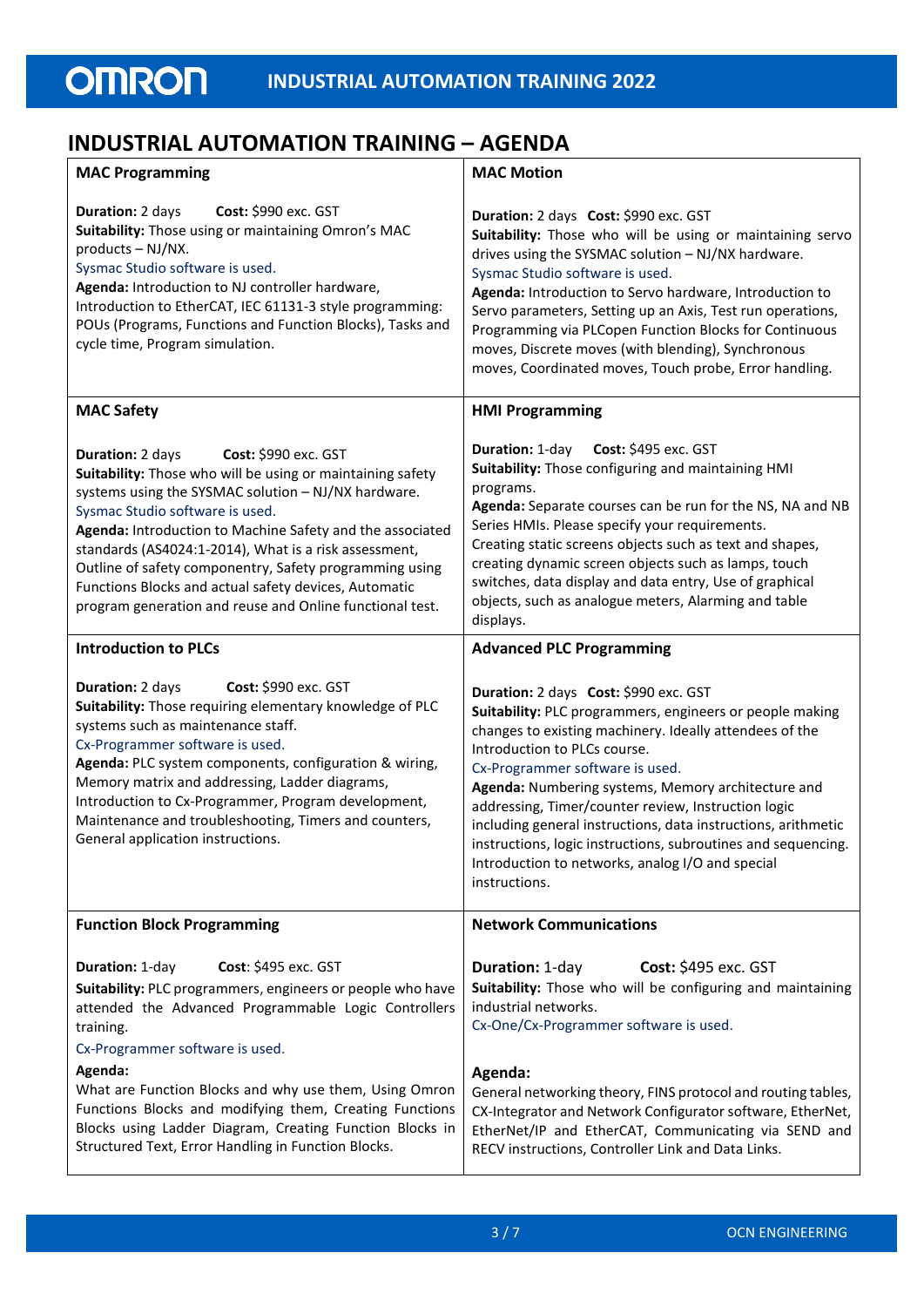# INDUSTRIAL AUTOMATION TRAINING – AGENDA

## MAC Programming

**Duration:** 2 days **Cost:** $990 exc. GST
**Suitability:** Those using or maintaining Omron's MAC products – NJ/NX.
Sysmac Studio software is used.
**Agenda:** Introduction to NJ controller hardware, Introduction to EtherCAT, IEC 61131-3 style programming: POUs (Programs, Functions and Function Blocks), Tasks and cycle time, Program simulation.

## MAC Motion

**Duration:** 2 days **Cost:** $990 exc. GST
**Suitability:** Those who will be using or maintaining servo drives using the SYSMAC solution – NJ/NX hardware.
Sysmac Studio software is used.
**Agenda:** Introduction to Servo hardware, Introduction to Servo parameters, Setting up an Axis, Test run operations, Programming via PLCopen Function Blocks for Continuous moves, Discrete moves (with blending), Synchronous moves, Coordinated moves, Touch probe, Error handling.

## MAC Safety

**Duration:** 2 days **Cost:** $990 exc. GST
**Suitability:** Those who will be using or maintaining safety systems using the SYSMAC solution – NJ/NX hardware.
Sysmac Studio software is used.
**Agenda:** Introduction to Machine Safety and the associated standards (AS4024:1-2014), What is a risk assessment, Outline of safety componentry, Safety programming using Functions Blocks and actual safety devices, Automatic program generation and reuse and Online functional test.

## HMI Programming

**Duration:** 1-day **Cost:** $495 exc. GST
**Suitability:** Those configuring and maintaining HMI programs.
**Agenda:** Separate courses can be run for the NS, NA and NB Series HMIs. Please specify your requirements.
Creating static screens objects such as text and shapes, creating dynamic screen objects such as lamps, touch switches, data display and data entry, Use of graphical objects, such as analogue meters, Alarming and table displays.

## Introduction to PLCs

**Duration:** 2 days **Cost:** $990 exc. GST
**Suitability:** Those requiring elementary knowledge of PLC systems such as maintenance staff.
Cx-Programmer software is used.
**Agenda:** PLC system components, configuration & wiring, Memory matrix and addressing, Ladder diagrams, Introduction to Cx-Programmer, Program development, Maintenance and troubleshooting, Timers and counters, General application instructions.

## Advanced PLC Programming

**Duration:** 2 days **Cost:** $990 exc. GST
**Suitability:** PLC programmers, engineers or people making changes to existing machinery. Ideally attendees of the Introduction to PLCs course.
Cx-Programmer software is used.
**Agenda:** Numbering systems, Memory architecture and addressing, Timer/counter review, Instruction logic including general instructions, data instructions, arithmetic instructions, logic instructions, subroutines and sequencing. Introduction to networks, analog I/O and special instructions.

## Function Block Programming

**Duration:** 1-day **Cost**: $495 exc. GST
**Suitability:** PLC programmers, engineers or people who have attended the Advanced Programmable Logic Controllers training.
Cx-Programmer software is used.
**Agenda:**
What are Function Blocks and why use them, Using Omron Functions Blocks and modifying them, Creating Functions Blocks using Ladder Diagram, Creating Function Blocks in Structured Text, Error Handling in Function Blocks.

## Network Communications

**Duration:** 1-day **Cost:** $495 exc. GST
**Suitability:** Those who will be configuring and maintaining industrial networks.
Cx-One/Cx-Programmer software is used.

**Agenda:**
General networking theory, FINS protocol and routing tables, CX-Integrator and Network Configurator software, EtherNet, EtherNet/IP and EtherCAT, Communicating via SEND and RECV instructions, Controller Link and Data Links.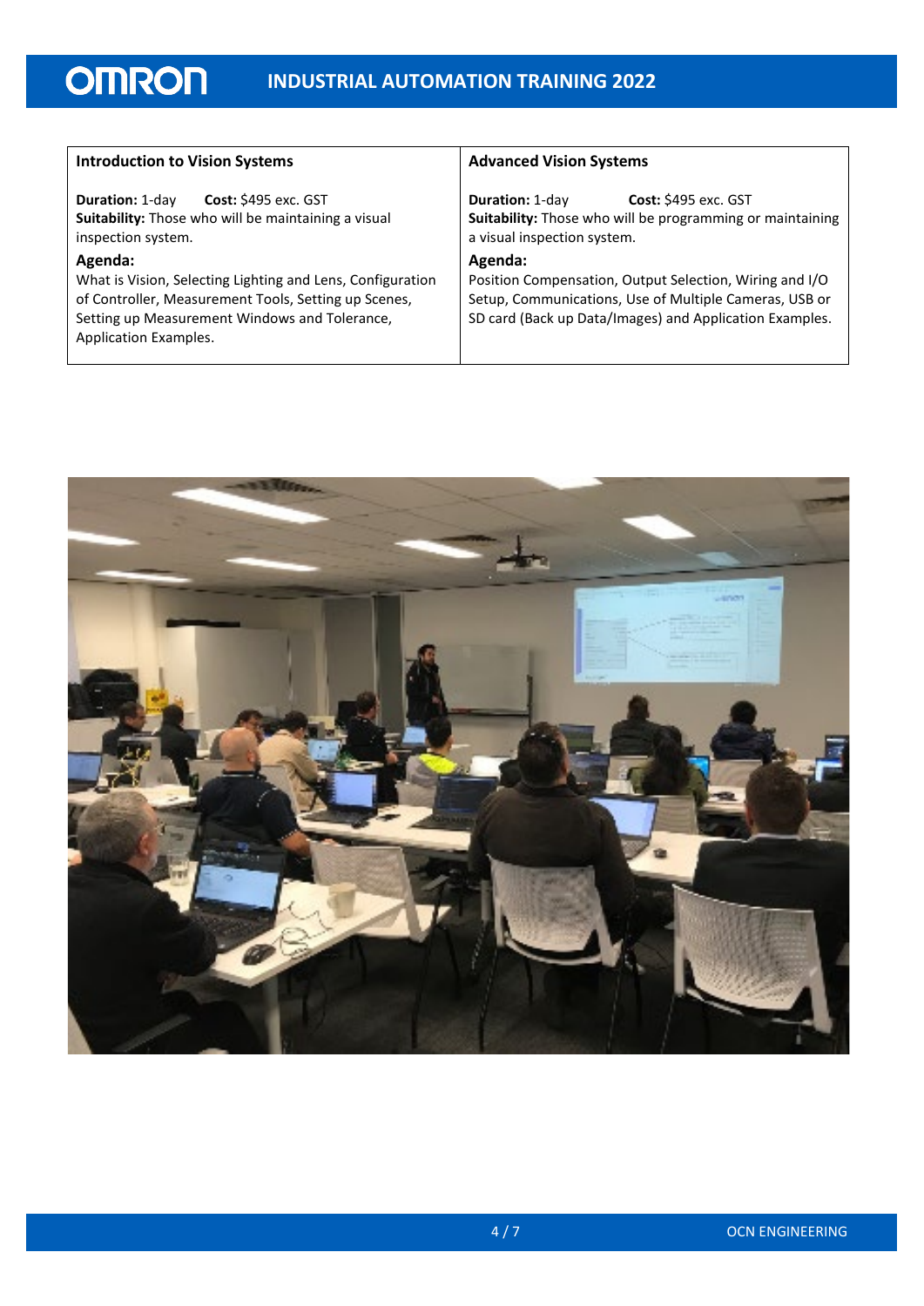| Introduction to Vision Systems | Advanced Vision Systems |
| --- | --- |
| **Duration:** 1-day **Cost:** $495 exc. GST<br>**Suitability:** Those who will be maintaining a visual inspection system.<br>**Agenda:**<br>What is Vision, Selecting Lighting and Lens, Configuration of Controller, Measurement Tools, Setting up Scenes, Setting up Measurement Windows and Tolerance, Application Examples. | **Duration:** 1-day **Cost:** $495 exc. GST<br>**Suitability:** Those who will be programming or maintaining a visual inspection system.<br>**Agenda:**<br>Position Compensation, Output Selection, Wiring and I/O Setup, Communications, Use of Multiple Cameras, USB or SD card (Back up Data/Images) and Application Examples. |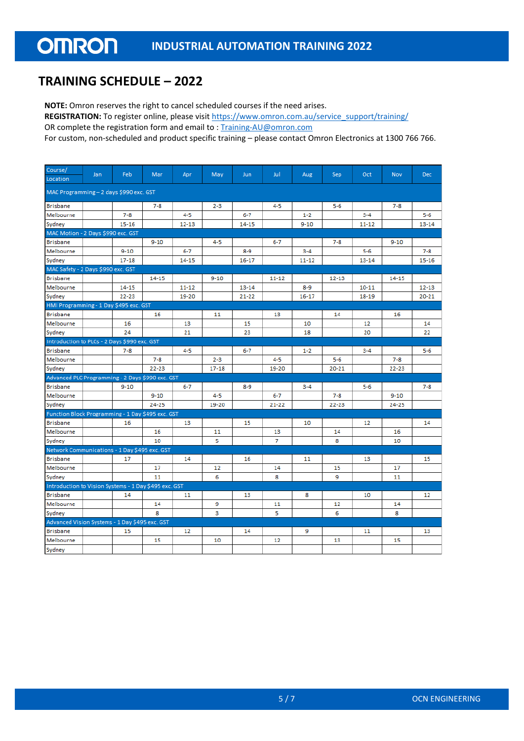# TRAINING SCHEDULE – 2022

**NOTE:** Omron reserves the right to cancel scheduled courses if the need arises.
**REGISTRATION:** To register online, please visit https://www.omron.com.au/service_support/training/
OR complete the registration form and email to : Training-AU@omron.com
For custom, non-scheduled and product specific training – please contact Omron Electronics at 1300 766 766.

| Course/ Location | Jan | Feb | Mar | Apr | May | Jun | Jul | Aug | Sep | Oct | Nov | Dec |
|---|---|---|---|---|---|---|---|---|---|---|---|---|
| MAC Programming – 2 days $990 exc. GST | | | | | | | | | | | | |
| Brisbane | | | 7-8 | | 2-3 | | 4-5 | | 5-6 | | 7-8 | |
| Melbourne | | 7-8 | | 4-5 | | 6-7 | | 1-2 | | 3-4 | | 5-6 |
| Sydney | | 15-16 | | 12-13 | | 14-15 | | 9-10 | | 11-12 | | 13-14 |
| MAC Motion - 2 Days $990 exc. GST | | | | | | | | | | | | |
| Brisbane | | | 9-10 | | 4-5 | | 6-7 | | 7-8 | | 9-10 | |
| Melbourne | | 9-10 | | 6-7 | | 8-9 | | 3-4 | | 5-6 | | 7-8 |
| Sydney | | 17-18 | | 14-15 | | 16-17 | | 11-12 | | 13-14 | | 15-16 |
| MAC Safety - 2 Days $990 exc. GST | | | | | | | | | | | | |
| Brisbane | | | 14-15 | | 9-10 | | 11-12 | | 12-13 | | 14-15 | |
| Melbourne | | 14-15 | | 11-12 | | 13-14 | | 8-9 | | 10-11 | | 12-13 |
| Sydney | | 22-23 | | 19-20 | | 21-22 | | 16-17 | | 18-19 | | 20-21 |
| HMI Programming - 1 Day $495 exc. GST | | | | | | | | | | | | |
| Brisbane | | | 16 | | 11 | | 13 | | 14 | | 16 | |
| Melbourne | | 16 | | 13 | | 15 | | 10 | | 12 | | 14 |
| Sydney | | 24 | | 21 | | 23 | | 18 | | 20 | | 22 |
| Introduction to PLCs - 2 Days $990 exc. GST | | | | | | | | | | | | |
| Brisbane | | 7-8 | | 4-5 | | 6-7 | | 1-2 | | 3-4 | | 5-6 |
| Melbourne | | | 7-8 | | 2-3 | | 4-5 | | 5-6 | | 7-8 | |
| Sydney | | | 22-23 | | 17-18 | | 19-20 | | 20-21 | | 22-23 | |
| Advanced PLC Programming - 2 Days $990 exc. GST | | | | | | | | | | | | |
| Brisbane | | 9-10 | | 6-7 | | 8-9 | | 3-4 | | 5-6 | | 7-8 |
| Melbourne | | | 9-10 | | 4-5 | | 6-7 | | 7-8 | | 9-10 | |
| Sydney | | | 24-25 | | 19-20 | | 21-22 | | 22-23 | | 24-25 | |
| Function Block Programming - 1 Day $495 exc. GST | | | | | | | | | | | | |
| Brisbane | | 16 | | 13 | | 15 | | 10 | | 12 | | 14 |
| Melbourne | | | 16 | | 11 | | 13 | | 14 | | 16 | |
| Sydney | | | 10 | | 5 | | 7 | | 8 | | 10 | |
| Network Communications - 1 Day $495 exc. GST | | | | | | | | | | | | |
| Brisbane | | 17 | | 14 | | 16 | | 11 | | 13 | | 15 |
| Melbourne | | | 17 | | 12 | | 14 | | 15 | | 17 | |
| Sydney | | | 11 | | 6 | | 8 | | 9 | | 11 | |
| Introduction to Vision Systems - 1 Day $495 exc. GST | | | | | | | | | | | | |
| Brisbane | | 14 | | 11 | | 13 | | 8 | | 10 | | 12 |
| Melbourne | | | 14 | | 9 | | 11 | | 12 | | 14 | |
| Sydney | | | 8 | | 3 | | 5 | | 6 | | 8 | |
| Advanced Vision Systems - 1 Day $495 exc. GST | | | | | | | | | | | | |
| Brisbane | | 15 | | 12 | | 14 | | 9 | | 11 | | 13 |
| Melbourne | | | 15 | | 10 | | 12 | | 13 | | 15 | |
| Sydney | | | | | | | | | | | | |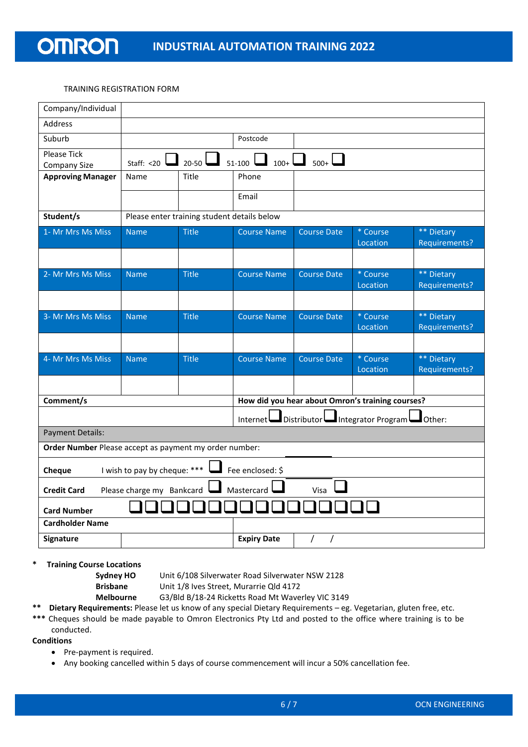# INDUSTRIAL AUTOMATION TRAINING 2022

TRAINING REGISTRATION FORM

| Company/Individual | | | | | | |
|---|---|---|---|---|---|---|
| Address | | | | | | |
| Suburb | | | Postcode | | | |
| Please Tick Company Size | Staff: <20 ☐ | 20-50 ☐ | 51-100 ☐ | 100+ ☐ 500+ ☐ | | |
| **Approving Manager** | Name | Title | Phone | | | |
| | | | Email | | | |
| **Student/s** | Please enter training student details below | | | | | |
| 1- Mr Mrs Ms Miss | Name | Title | Course Name | Course Date | * Course Location | ** Dietary Requirements? |
| | | | | | | |
| 2- Mr Mrs Ms Miss | Name | Title | Course Name | Course Date | * Course Location | ** Dietary Requirements? |
| | | | | | | |
| 3- Mr Mrs Ms Miss | Name | Title | Course Name | Course Date | * Course Location | ** Dietary Requirements? |
| | | | | | | |
| 4- Mr Mrs Ms Miss | Name | Title | Course Name | Course Date | * Course Location | ** Dietary Requirements? |
| | | | | | | |
| **Comment/s** | | | **How did you hear about Omron's training courses?** | | | |
| | | | Internet ☐ Distributor ☐ Integrator Program ☐ Other: | | | |
| Payment Details: | | | | | | |
| **Order Number** Please accept as payment my order number: | | | | | | |
| **Cheque** I wish to pay by cheque: *** ☐ Fee enclosed: $ | | | | | | |
| **Credit Card** Please charge my Bankcard ☐ Mastercard ☐ Visa ☐ | | | | | | |
| **Card Number** ☐☐☐☐☐☐☐☐☐☐☐☐☐☐☐☐ | | | | | | |
| **Cardholder Name** | | | | | | |
| **Signature** | | | **Expiry Date** | / / | | |

\* **Training Course Locations**

| | |
|---|---|
| **Sydney HO** | Unit 6/108 Silverwater Road Silverwater NSW 2128 |
| **Brisbane** | Unit 1/8 Ives Street, Murarrie Qld 4172 |
| **Melbourne** | G3/Bld B/18-24 Ricketts Road Mt Waverley VIC 3149 |

** **Dietary Requirements:** Please let us know of any special Dietary Requirements – eg. Vegetarian, gluten free, etc.

*** Cheques should be made payable to Omron Electronics Pty Ltd and posted to the office where training is to be conducted.

**Conditions**

- Pre-payment is required.
- Any booking cancelled within 5 days of course commencement will incur a 50% cancellation fee.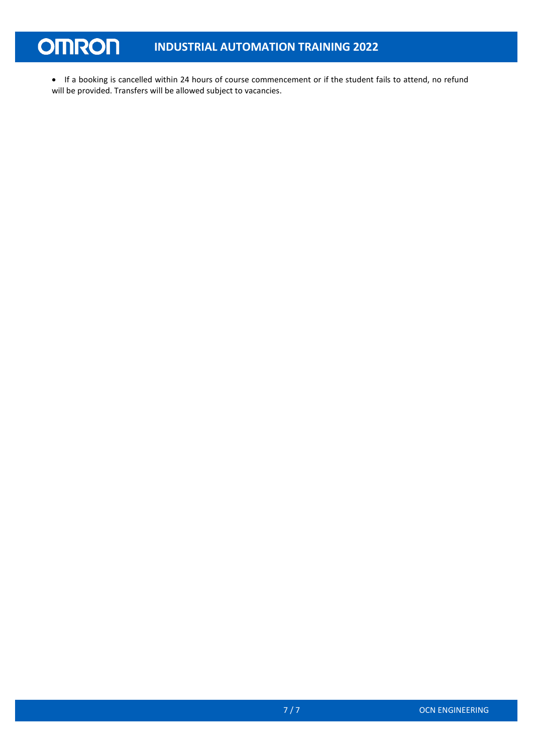- If a booking is cancelled within 24 hours of course commencement or if the student fails to attend, no refund will be provided. Transfers will be allowed subject to vacancies.